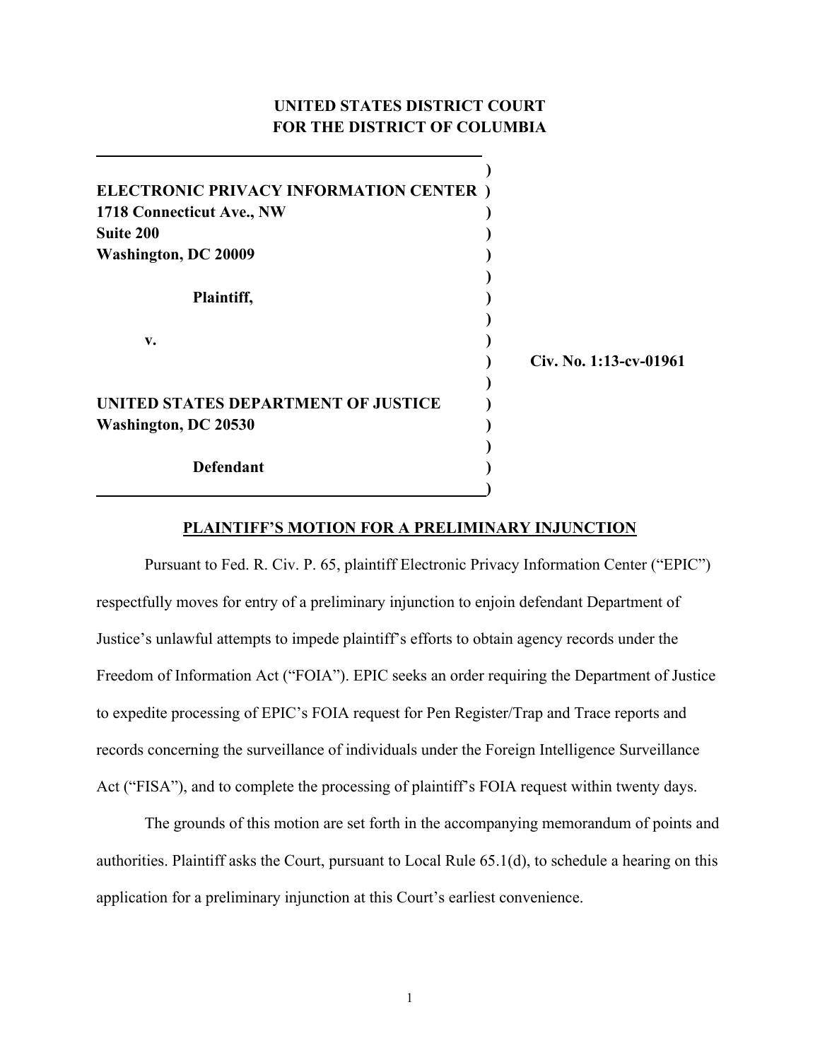**UNITED STATES DISTRICT COURT**
**FOR THE DISTRICT OF COLUMBIA**

**ELECTRONIC PRIVACY INFORMATION CENTER**
**1718 Connecticut Ave., NW**
**Suite 200**
**Washington, DC 20009**

**Plaintiff,**

**v.**

**UNITED STATES DEPARTMENT OF JUSTICE**
**Washington, DC 20530**

**Defendant**

**Civ. No. 1:13-cv-01961**

## PLAINTIFF'S MOTION FOR A PRELIMINARY INJUNCTION

Pursuant to Fed. R. Civ. P. 65, plaintiff Electronic Privacy Information Center ("EPIC") respectfully moves for entry of a preliminary injunction to enjoin defendant Department of Justice's unlawful attempts to impede plaintiff's efforts to obtain agency records under the Freedom of Information Act ("FOIA"). EPIC seeks an order requiring the Department of Justice to expedite processing of EPIC's FOIA request for Pen Register/Trap and Trace reports and records concerning the surveillance of individuals under the Foreign Intelligence Surveillance Act ("FISA"), and to complete the processing of plaintiff's FOIA request within twenty days.

The grounds of this motion are set forth in the accompanying memorandum of points and authorities. Plaintiff asks the Court, pursuant to Local Rule 65.1(d), to schedule a hearing on this application for a preliminary injunction at this Court's earliest convenience.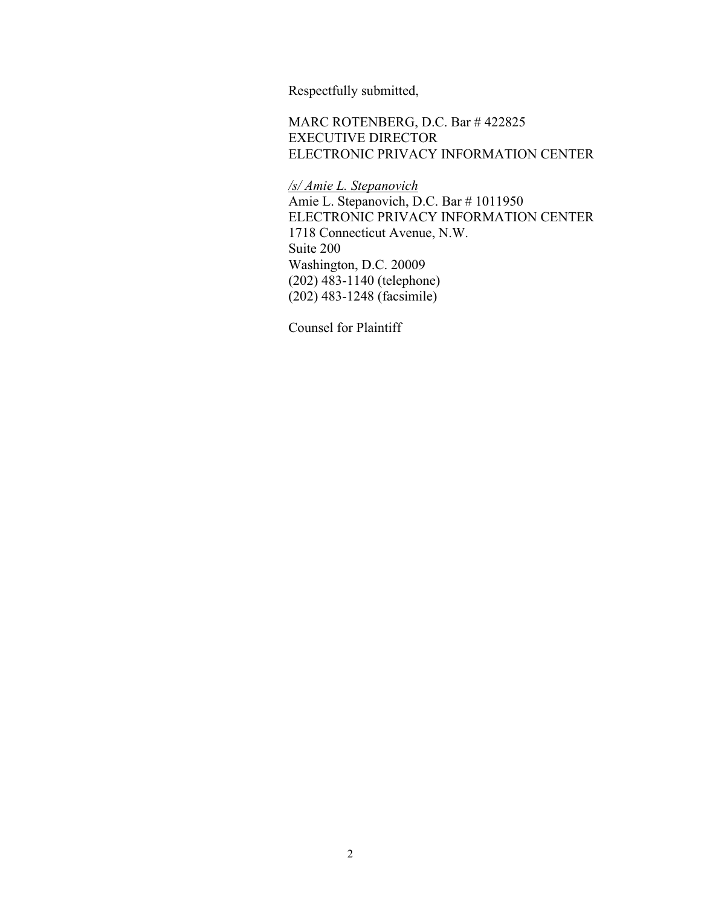Respectfully submitted,

MARC ROTENBERG, D.C. Bar # 422825
EXECUTIVE DIRECTOR
ELECTRONIC PRIVACY INFORMATION CENTER

*/s/ Amie L. Stepanovich*
Amie L. Stepanovich, D.C. Bar # 1011950
ELECTRONIC PRIVACY INFORMATION CENTER
1718 Connecticut Avenue, N.W.
Suite 200
Washington, D.C. 20009
(202) 483-1140 (telephone)
(202) 483-1248 (facsimile)

Counsel for Plaintiff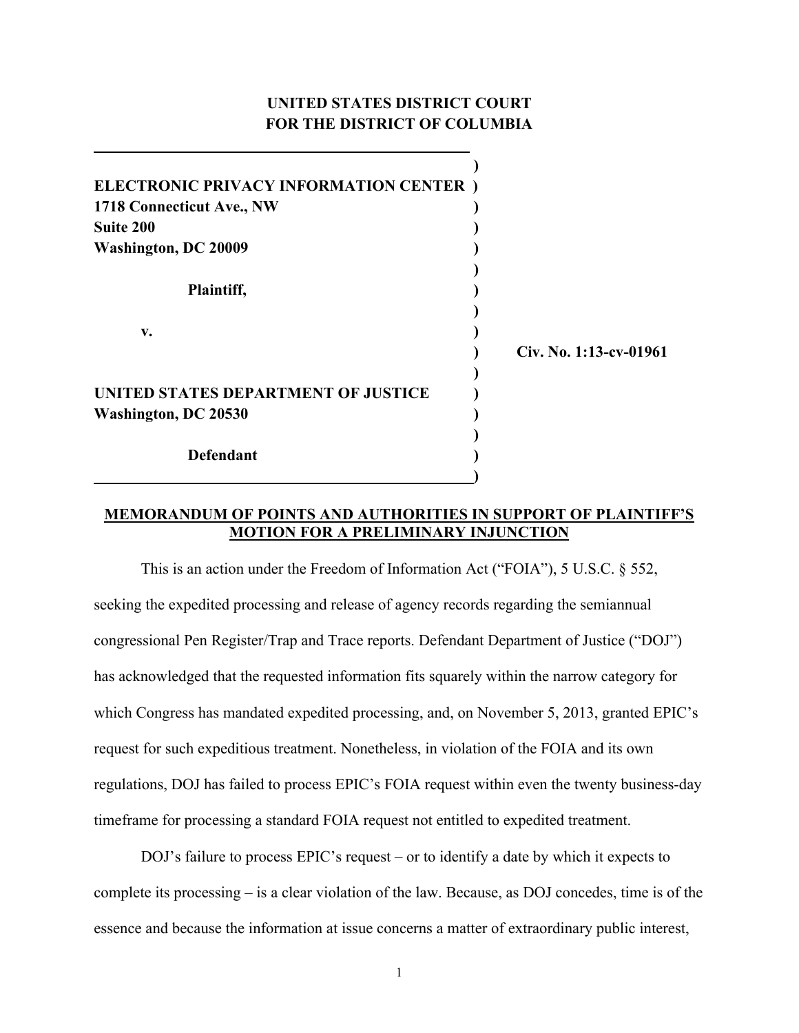**UNITED STATES DISTRICT COURT**
**FOR THE DISTRICT OF COLUMBIA**

| | | |
|---|---|---|
| **ELECTRONIC PRIVACY INFORMATION CENTER**<br>**1718 Connecticut Ave., NW**<br>**Suite 200**<br>**Washington, DC 20009**<br><br>**Plaintiff,**<br><br>**v.**<br><br>**UNITED STATES DEPARTMENT OF JUSTICE**<br>**Washington, DC 20530**<br><br>**Defendant** | ) | **Civ. No. 1:13-cv-01961** |

## MEMORANDUM OF POINTS AND AUTHORITIES IN SUPPORT OF PLAINTIFF'S MOTION FOR A PRELIMINARY INJUNCTION

This is an action under the Freedom of Information Act ("FOIA"), 5 U.S.C. § 552, seeking the expedited processing and release of agency records regarding the semiannual congressional Pen Register/Trap and Trace reports. Defendant Department of Justice ("DOJ") has acknowledged that the requested information fits squarely within the narrow category for which Congress has mandated expedited processing, and, on November 5, 2013, granted EPIC's request for such expeditious treatment. Nonetheless, in violation of the FOIA and its own regulations, DOJ has failed to process EPIC's FOIA request within even the twenty business-day timeframe for processing a standard FOIA request not entitled to expedited treatment.

DOJ's failure to process EPIC's request – or to identify a date by which it expects to complete its processing – is a clear violation of the law. Because, as DOJ concedes, time is of the essence and because the information at issue concerns a matter of extraordinary public interest,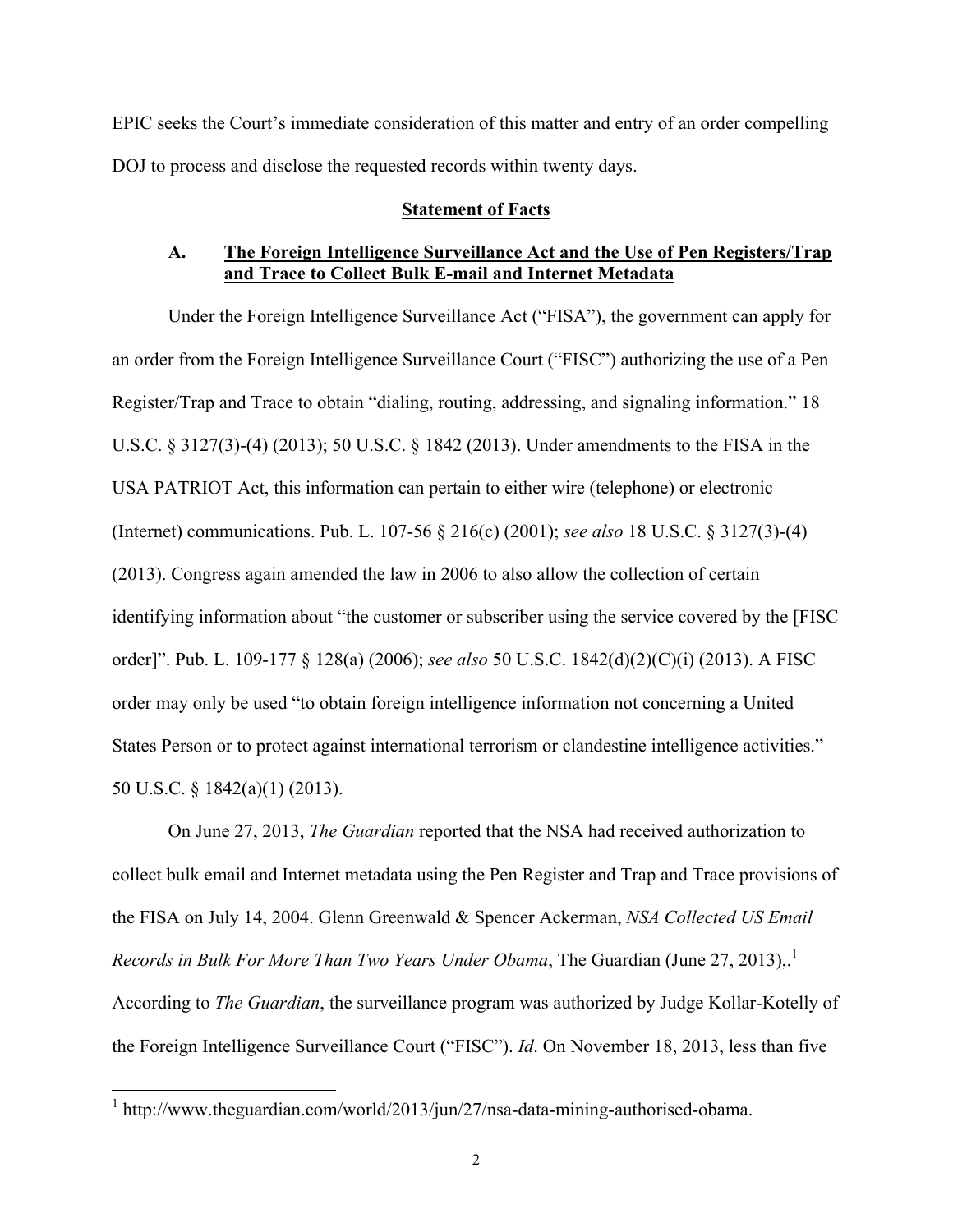EPIC seeks the Court's immediate consideration of this matter and entry of an order compelling DOJ to process and disclose the requested records within twenty days.

## Statement of Facts

### A. The Foreign Intelligence Surveillance Act and the Use of Pen Registers/Trap and Trace to Collect Bulk E-mail and Internet Metadata

Under the Foreign Intelligence Surveillance Act ("FISA"), the government can apply for an order from the Foreign Intelligence Surveillance Court ("FISC") authorizing the use of a Pen Register/Trap and Trace to obtain "dialing, routing, addressing, and signaling information." 18 U.S.C. § 3127(3)-(4) (2013); 50 U.S.C. § 1842 (2013). Under amendments to the FISA in the USA PATRIOT Act, this information can pertain to either wire (telephone) or electronic (Internet) communications. Pub. L. 107-56 § 216(c) (2001); *see also* 18 U.S.C. § 3127(3)-(4) (2013). Congress again amended the law in 2006 to also allow the collection of certain identifying information about "the customer or subscriber using the service covered by the [FISC order]". Pub. L. 109-177 § 128(a) (2006); *see also* 50 U.S.C. 1842(d)(2)(C)(i) (2013). A FISC order may only be used "to obtain foreign intelligence information not concerning a United States Person or to protect against international terrorism or clandestine intelligence activities." 50 U.S.C. § 1842(a)(1) (2013).

On June 27, 2013, *The Guardian* reported that the NSA had received authorization to collect bulk email and Internet metadata using the Pen Register and Trap and Trace provisions of the FISA on July 14, 2004. Glenn Greenwald & Spencer Ackerman, *NSA Collected US Email Records in Bulk For More Than Two Years Under Obama*, The Guardian (June 27, 2013),.[1] According to *The Guardian*, the surveillance program was authorized by Judge Kollar-Kotelly of the Foreign Intelligence Surveillance Court ("FISC"). *Id*. On November 18, 2013, less than five

[1] http://www.theguardian.com/world/2013/jun/27/nsa-data-mining-authorised-obama.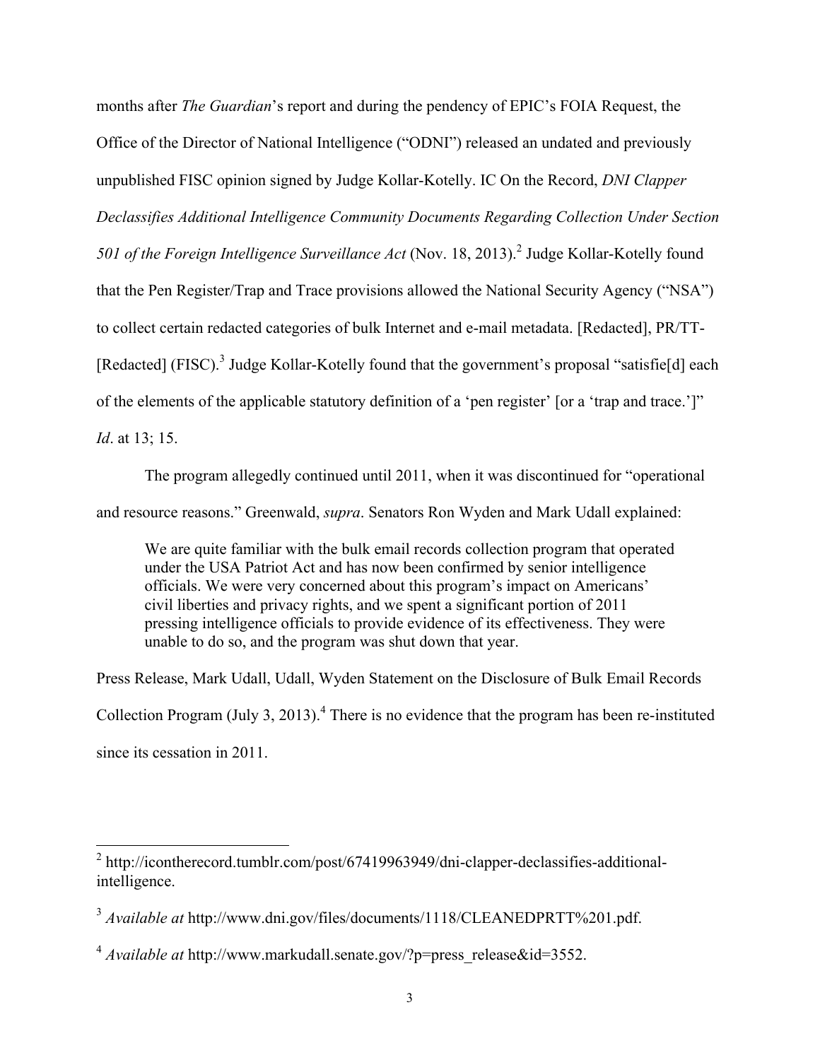months after *The Guardian*'s report and during the pendency of EPIC's FOIA Request, the Office of the Director of National Intelligence ("ODNI") released an undated and previously unpublished FISC opinion signed by Judge Kollar-Kotelly. IC On the Record, *DNI Clapper Declassifies Additional Intelligence Community Documents Regarding Collection Under Section 501 of the Foreign Intelligence Surveillance Act* (Nov. 18, 2013).[2] Judge Kollar-Kotelly found that the Pen Register/Trap and Trace provisions allowed the National Security Agency ("NSA") to collect certain redacted categories of bulk Internet and e-mail metadata. [Redacted], PR/TT-[Redacted] (FISC).[3] Judge Kollar-Kotelly found that the government's proposal "satisfie[d] each of the elements of the applicable statutory definition of a 'pen register' [or a 'trap and trace.']" *Id*. at 13; 15.

The program allegedly continued until 2011, when it was discontinued for "operational and resource reasons." Greenwald, *supra*. Senators Ron Wyden and Mark Udall explained:

> We are quite familiar with the bulk email records collection program that operated under the USA Patriot Act and has now been confirmed by senior intelligence officials. We were very concerned about this program's impact on Americans' civil liberties and privacy rights, and we spent a significant portion of 2011 pressing intelligence officials to provide evidence of its effectiveness. They were unable to do so, and the program was shut down that year.

Press Release, Mark Udall, Udall, Wyden Statement on the Disclosure of Bulk Email Records Collection Program (July 3, 2013).[4] There is no evidence that the program has been re-instituted since its cessation in 2011.

---

[2] http://icontherecord.tumblr.com/post/67419963949/dni-clapper-declassifies-additional-intelligence.

[3] *Available at* http://www.dni.gov/files/documents/1118/CLEANEDPRTT%201.pdf.

[4] *Available at* http://www.markudall.senate.gov/?p=press_release&id=3552.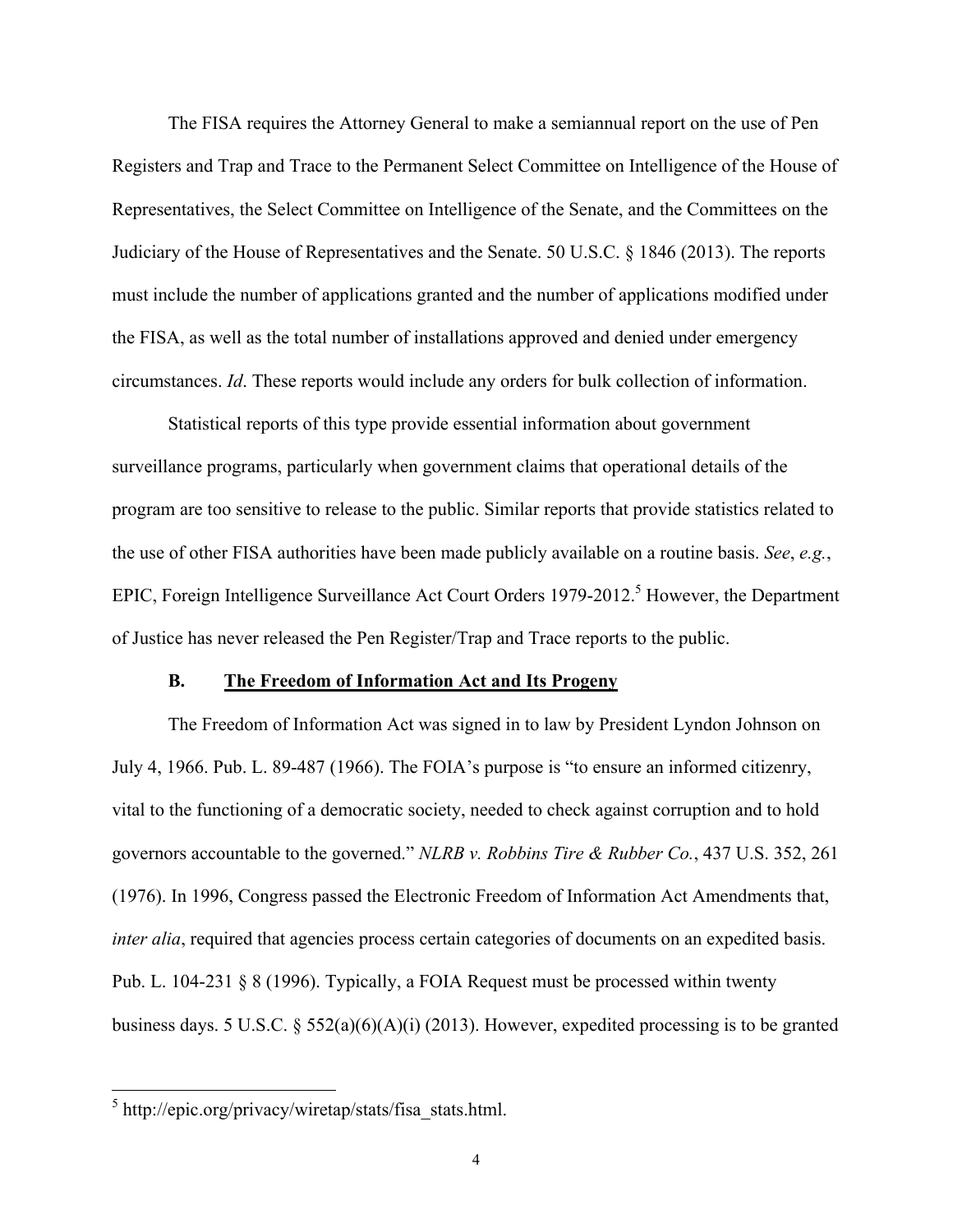The FISA requires the Attorney General to make a semiannual report on the use of Pen Registers and Trap and Trace to the Permanent Select Committee on Intelligence of the House of Representatives, the Select Committee on Intelligence of the Senate, and the Committees on the Judiciary of the House of Representatives and the Senate. 50 U.S.C. § 1846 (2013). The reports must include the number of applications granted and the number of applications modified under the FISA, as well as the total number of installations approved and denied under emergency circumstances. *Id*. These reports would include any orders for bulk collection of information.

Statistical reports of this type provide essential information about government surveillance programs, particularly when government claims that operational details of the program are too sensitive to release to the public. Similar reports that provide statistics related to the use of other FISA authorities have been made publicly available on a routine basis. *See*, *e.g.*, EPIC, Foreign Intelligence Surveillance Act Court Orders 1979-2012.[5] However, the Department of Justice has never released the Pen Register/Trap and Trace reports to the public.

### B. **The Freedom of Information Act and Its Progeny**

The Freedom of Information Act was signed in to law by President Lyndon Johnson on July 4, 1966. Pub. L. 89-487 (1966). The FOIA's purpose is "to ensure an informed citizenry, vital to the functioning of a democratic society, needed to check against corruption and to hold governors accountable to the governed." *NLRB v. Robbins Tire & Rubber Co.*, 437 U.S. 352, 261 (1976). In 1996, Congress passed the Electronic Freedom of Information Act Amendments that, *inter alia*, required that agencies process certain categories of documents on an expedited basis. Pub. L. 104-231 § 8 (1996). Typically, a FOIA Request must be processed within twenty business days. 5 U.S.C. § 552(a)(6)(A)(i) (2013). However, expedited processing is to be granted

[5] http://epic.org/privacy/wiretap/stats/fisa_stats.html.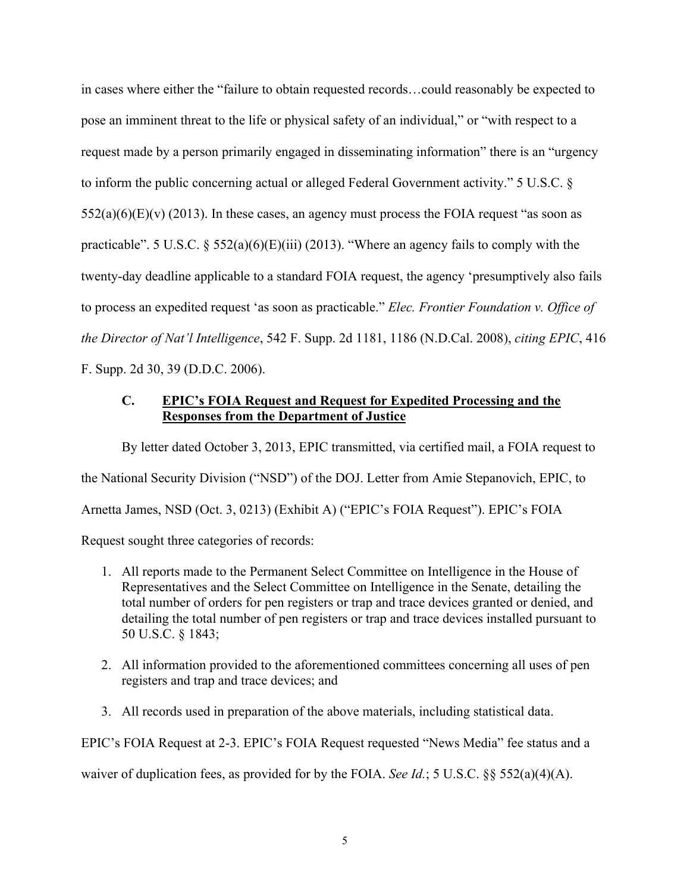in cases where either the "failure to obtain requested records…could reasonably be expected to pose an imminent threat to the life or physical safety of an individual," or "with respect to a request made by a person primarily engaged in disseminating information" there is an "urgency to inform the public concerning actual or alleged Federal Government activity." 5 U.S.C. § 552(a)(6)(E)(v) (2013). In these cases, an agency must process the FOIA request "as soon as practicable". 5 U.S.C. § 552(a)(6)(E)(iii) (2013). "Where an agency fails to comply with the twenty-day deadline applicable to a standard FOIA request, the agency 'presumptively also fails to process an expedited request 'as soon as practicable." *Elec. Frontier Foundation v. Office of the Director of Nat'l Intelligence*, 542 F. Supp. 2d 1181, 1186 (N.D.Cal. 2008), *citing EPIC*, 416 F. Supp. 2d 30, 39 (D.D.C. 2006).

### C. EPIC's FOIA Request and Request for Expedited Processing and the Responses from the Department of Justice

By letter dated October 3, 2013, EPIC transmitted, via certified mail, a FOIA request to the National Security Division ("NSD") of the DOJ. Letter from Amie Stepanovich, EPIC, to Arnetta James, NSD (Oct. 3, 0213) (Exhibit A) ("EPIC's FOIA Request"). EPIC's FOIA Request sought three categories of records:

1. All reports made to the Permanent Select Committee on Intelligence in the House of Representatives and the Select Committee on Intelligence in the Senate, detailing the total number of orders for pen registers or trap and trace devices granted or denied, and detailing the total number of pen registers or trap and trace devices installed pursuant to 50 U.S.C. § 1843;

2. All information provided to the aforementioned committees concerning all uses of pen registers and trap and trace devices; and

3. All records used in preparation of the above materials, including statistical data.

EPIC's FOIA Request at 2-3. EPIC's FOIA Request requested "News Media" fee status and a waiver of duplication fees, as provided for by the FOIA. *See Id.*; 5 U.S.C. §§ 552(a)(4)(A).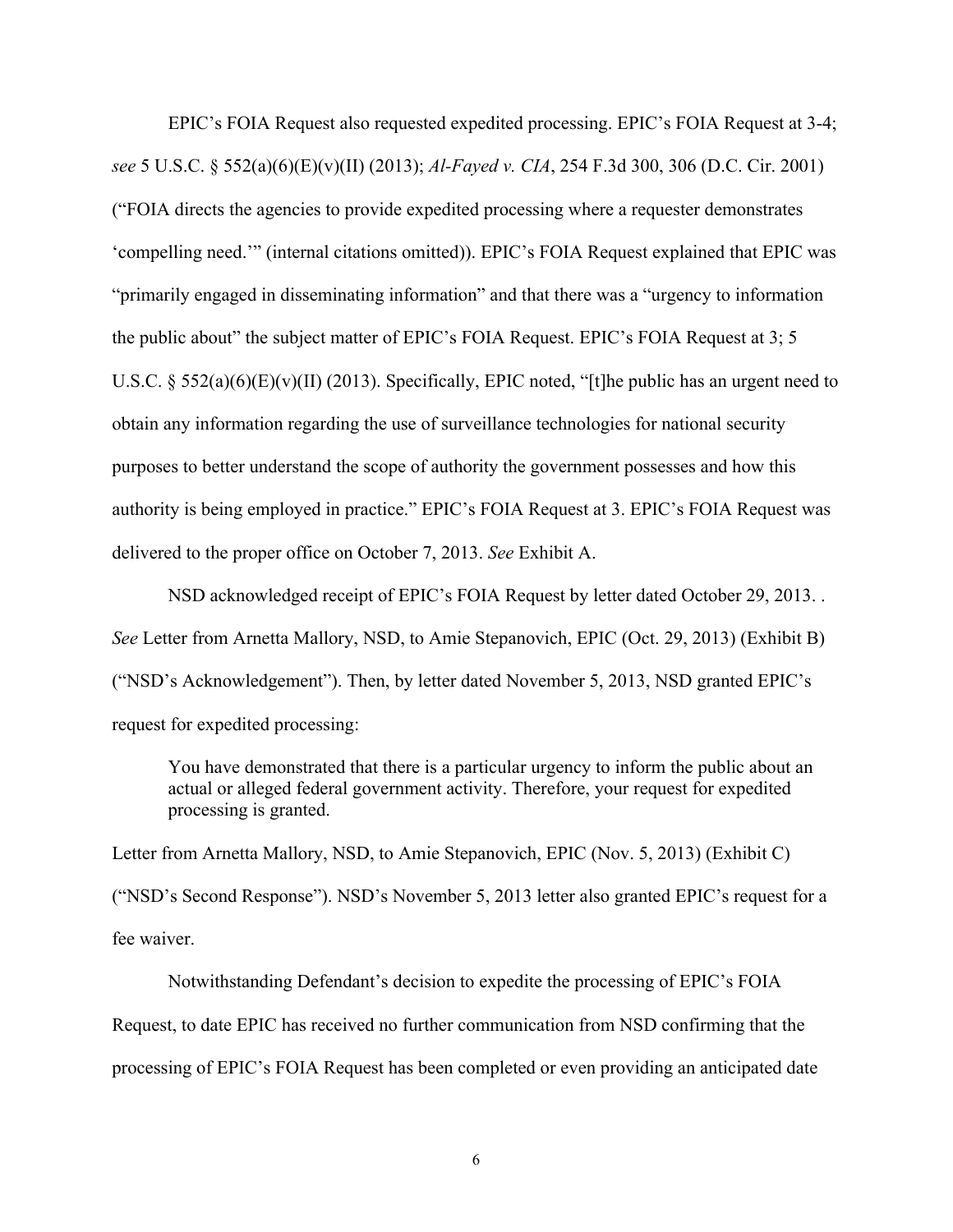EPIC's FOIA Request also requested expedited processing. EPIC's FOIA Request at 3-4; *see* 5 U.S.C. § 552(a)(6)(E)(v)(II) (2013); *Al-Fayed v. CIA*, 254 F.3d 300, 306 (D.C. Cir. 2001) ("FOIA directs the agencies to provide expedited processing where a requester demonstrates 'compelling need.'" (internal citations omitted)). EPIC's FOIA Request explained that EPIC was "primarily engaged in disseminating information" and that there was a "urgency to information the public about" the subject matter of EPIC's FOIA Request. EPIC's FOIA Request at 3; 5 U.S.C. § 552(a)(6)(E)(v)(II) (2013). Specifically, EPIC noted, "[t]he public has an urgent need to obtain any information regarding the use of surveillance technologies for national security purposes to better understand the scope of authority the government possesses and how this authority is being employed in practice." EPIC's FOIA Request at 3. EPIC's FOIA Request was delivered to the proper office on October 7, 2013. *See* Exhibit A.

NSD acknowledged receipt of EPIC's FOIA Request by letter dated October 29, 2013. . *See* Letter from Arnetta Mallory, NSD, to Amie Stepanovich, EPIC (Oct. 29, 2013) (Exhibit B) ("NSD's Acknowledgement"). Then, by letter dated November 5, 2013, NSD granted EPIC's request for expedited processing:

> You have demonstrated that there is a particular urgency to inform the public about an actual or alleged federal government activity. Therefore, your request for expedited processing is granted.

Letter from Arnetta Mallory, NSD, to Amie Stepanovich, EPIC (Nov. 5, 2013) (Exhibit C) ("NSD's Second Response"). NSD's November 5, 2013 letter also granted EPIC's request for a fee waiver.

Notwithstanding Defendant's decision to expedite the processing of EPIC's FOIA Request, to date EPIC has received no further communication from NSD confirming that the processing of EPIC's FOIA Request has been completed or even providing an anticipated date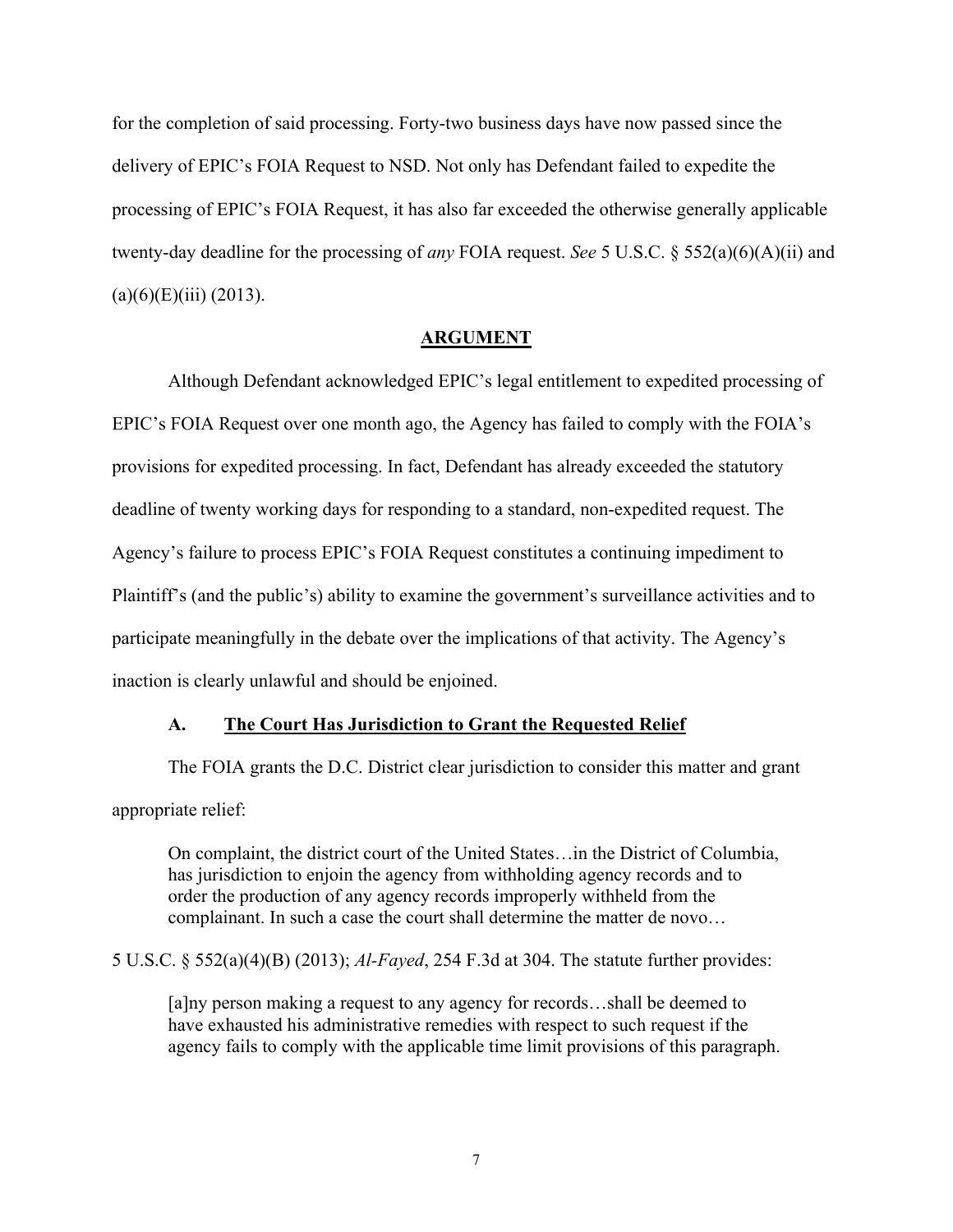for the completion of said processing. Forty-two business days have now passed since the delivery of EPIC's FOIA Request to NSD. Not only has Defendant failed to expedite the processing of EPIC's FOIA Request, it has also far exceeded the otherwise generally applicable twenty-day deadline for the processing of *any* FOIA request. *See* 5 U.S.C. § 552(a)(6)(A)(ii) and (a)(6)(E)(iii) (2013).

## ARGUMENT

Although Defendant acknowledged EPIC's legal entitlement to expedited processing of EPIC's FOIA Request over one month ago, the Agency has failed to comply with the FOIA's provisions for expedited processing. In fact, Defendant has already exceeded the statutory deadline of twenty working days for responding to a standard, non-expedited request. The Agency's failure to process EPIC's FOIA Request constitutes a continuing impediment to Plaintiff's (and the public's) ability to examine the government's surveillance activities and to participate meaningfully in the debate over the implications of that activity. The Agency's inaction is clearly unlawful and should be enjoined.

### A. The Court Has Jurisdiction to Grant the Requested Relief

The FOIA grants the D.C. District clear jurisdiction to consider this matter and grant appropriate relief:

> On complaint, the district court of the United States…in the District of Columbia, has jurisdiction to enjoin the agency from withholding agency records and to order the production of any agency records improperly withheld from the complainant. In such a case the court shall determine the matter de novo…

5 U.S.C. § 552(a)(4)(B) (2013); *Al-Fayed*, 254 F.3d at 304. The statute further provides:

> [a]ny person making a request to any agency for records…shall be deemed to have exhausted his administrative remedies with respect to such request if the agency fails to comply with the applicable time limit provisions of this paragraph.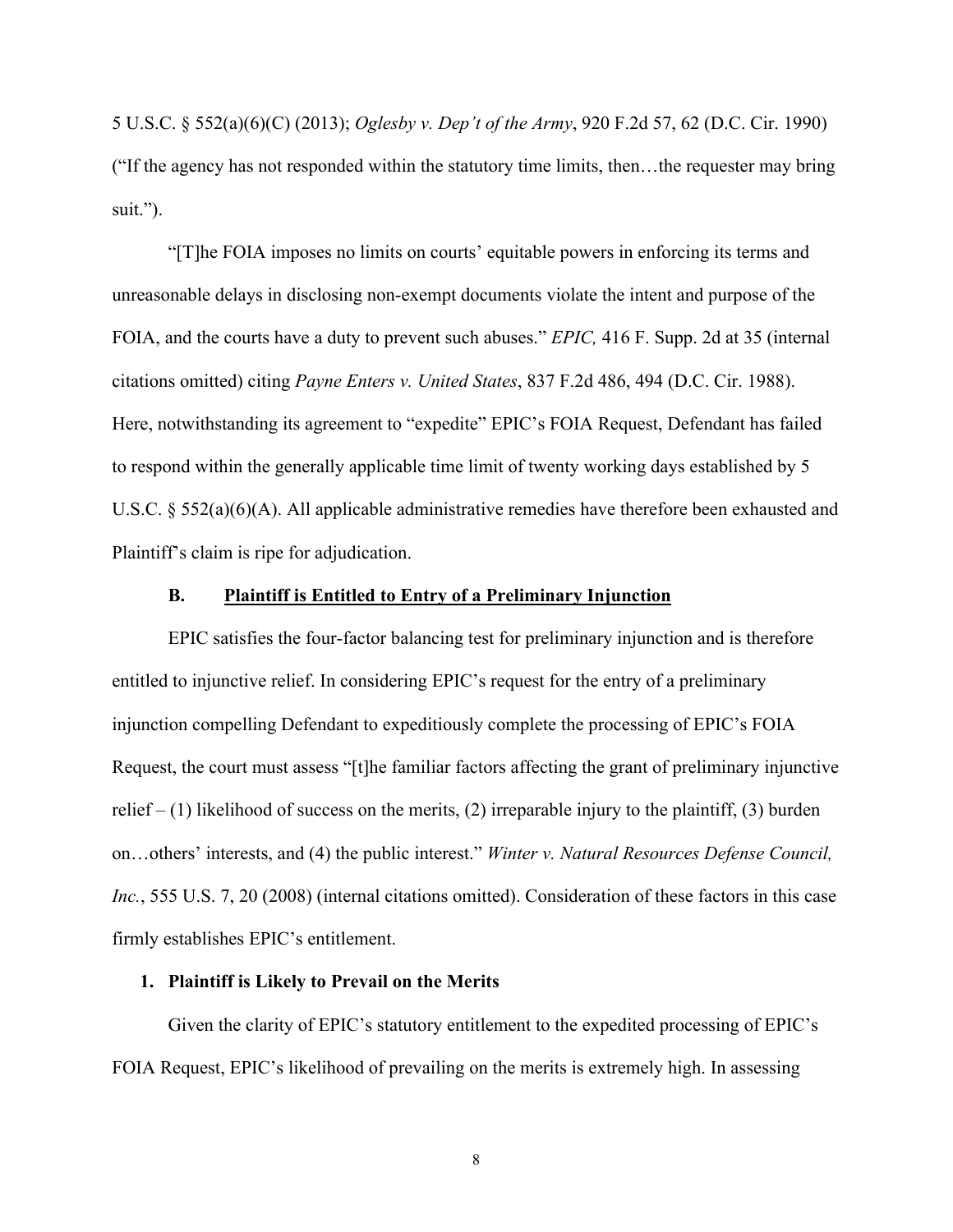5 U.S.C. § 552(a)(6)(C) (2013); *Oglesby v. Dep't of the Army*, 920 F.2d 57, 62 (D.C. Cir. 1990) ("If the agency has not responded within the statutory time limits, then…the requester may bring suit.").

"[T]he FOIA imposes no limits on courts' equitable powers in enforcing its terms and unreasonable delays in disclosing non-exempt documents violate the intent and purpose of the FOIA, and the courts have a duty to prevent such abuses." *EPIC,* 416 F. Supp. 2d at 35 (internal citations omitted) citing *Payne Enters v. United States*, 837 F.2d 486, 494 (D.C. Cir. 1988). Here, notwithstanding its agreement to "expedite" EPIC's FOIA Request, Defendant has failed to respond within the generally applicable time limit of twenty working days established by 5 U.S.C. § 552(a)(6)(A). All applicable administrative remedies have therefore been exhausted and Plaintiff's claim is ripe for adjudication.

### B. Plaintiff is Entitled to Entry of a Preliminary Injunction

EPIC satisfies the four-factor balancing test for preliminary injunction and is therefore entitled to injunctive relief. In considering EPIC's request for the entry of a preliminary injunction compelling Defendant to expeditiously complete the processing of EPIC's FOIA Request, the court must assess "[t]he familiar factors affecting the grant of preliminary injunctive relief – (1) likelihood of success on the merits, (2) irreparable injury to the plaintiff, (3) burden on…others' interests, and (4) the public interest." *Winter v. Natural Resources Defense Council, Inc.*, 555 U.S. 7, 20 (2008) (internal citations omitted). Consideration of these factors in this case firmly establishes EPIC's entitlement.

#### 1. Plaintiff is Likely to Prevail on the Merits

Given the clarity of EPIC's statutory entitlement to the expedited processing of EPIC's FOIA Request, EPIC's likelihood of prevailing on the merits is extremely high. In assessing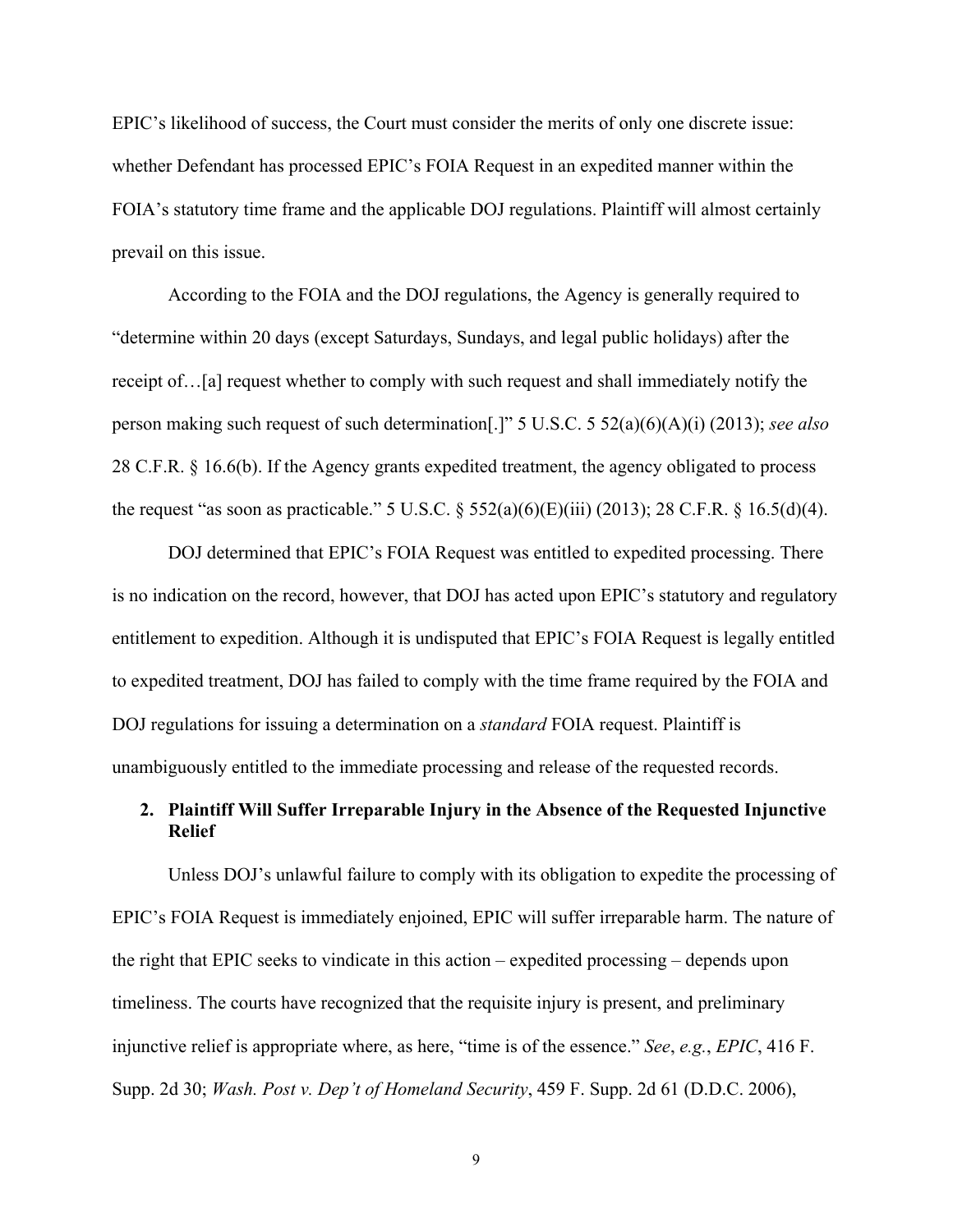EPIC's likelihood of success, the Court must consider the merits of only one discrete issue: whether Defendant has processed EPIC's FOIA Request in an expedited manner within the FOIA's statutory time frame and the applicable DOJ regulations. Plaintiff will almost certainly prevail on this issue.

According to the FOIA and the DOJ regulations, the Agency is generally required to "determine within 20 days (except Saturdays, Sundays, and legal public holidays) after the receipt of…[a] request whether to comply with such request and shall immediately notify the person making such request of such determination[.]" 5 U.S.C. 5 52(a)(6)(A)(i) (2013); *see also* 28 C.F.R. § 16.6(b). If the Agency grants expedited treatment, the agency obligated to process the request "as soon as practicable." 5 U.S.C. § 552(a)(6)(E)(iii) (2013); 28 C.F.R. § 16.5(d)(4).

DOJ determined that EPIC's FOIA Request was entitled to expedited processing. There is no indication on the record, however, that DOJ has acted upon EPIC's statutory and regulatory entitlement to expedition. Although it is undisputed that EPIC's FOIA Request is legally entitled to expedited treatment, DOJ has failed to comply with the time frame required by the FOIA and DOJ regulations for issuing a determination on a *standard* FOIA request. Plaintiff is unambiguously entitled to the immediate processing and release of the requested records.

### 2. Plaintiff Will Suffer Irreparable Injury in the Absence of the Requested Injunctive Relief

Unless DOJ's unlawful failure to comply with its obligation to expedite the processing of EPIC's FOIA Request is immediately enjoined, EPIC will suffer irreparable harm. The nature of the right that EPIC seeks to vindicate in this action – expedited processing – depends upon timeliness. The courts have recognized that the requisite injury is present, and preliminary injunctive relief is appropriate where, as here, "time is of the essence." *See*, *e.g.*, *EPIC*, 416 F. Supp. 2d 30; *Wash. Post v. Dep't of Homeland Security*, 459 F. Supp. 2d 61 (D.D.C. 2006),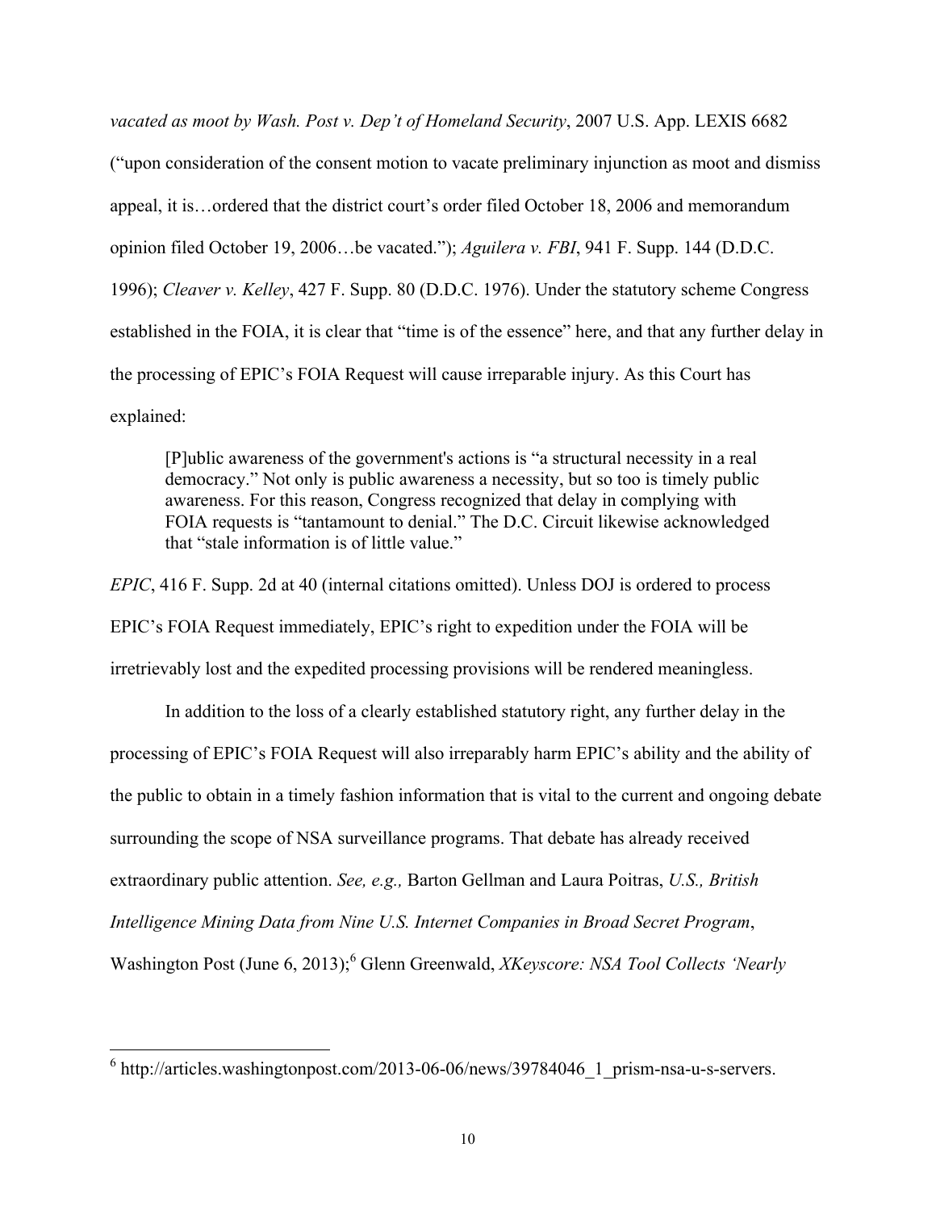*vacated as moot by Wash. Post v. Dep't of Homeland Security*, 2007 U.S. App. LEXIS 6682 ("upon consideration of the consent motion to vacate preliminary injunction as moot and dismiss appeal, it is…ordered that the district court's order filed October 18, 2006 and memorandum opinion filed October 19, 2006…be vacated."); *Aguilera v. FBI*, 941 F. Supp. 144 (D.D.C. 1996); *Cleaver v. Kelley*, 427 F. Supp. 80 (D.D.C. 1976). Under the statutory scheme Congress established in the FOIA, it is clear that "time is of the essence" here, and that any further delay in the processing of EPIC's FOIA Request will cause irreparable injury. As this Court has explained:

> [P]ublic awareness of the government's actions is "a structural necessity in a real democracy." Not only is public awareness a necessity, but so too is timely public awareness. For this reason, Congress recognized that delay in complying with FOIA requests is "tantamount to denial." The D.C. Circuit likewise acknowledged that "stale information is of little value."

*EPIC*, 416 F. Supp. 2d at 40 (internal citations omitted). Unless DOJ is ordered to process EPIC's FOIA Request immediately, EPIC's right to expedition under the FOIA will be irretrievably lost and the expedited processing provisions will be rendered meaningless.

In addition to the loss of a clearly established statutory right, any further delay in the processing of EPIC's FOIA Request will also irreparably harm EPIC's ability and the ability of the public to obtain in a timely fashion information that is vital to the current and ongoing debate surrounding the scope of NSA surveillance programs. That debate has already received extraordinary public attention. *See, e.g.,* Barton Gellman and Laura Poitras, *U.S., British Intelligence Mining Data from Nine U.S. Internet Companies in Broad Secret Program*, Washington Post (June 6, 2013);[6] Glenn Greenwald, *XKeyscore: NSA Tool Collects 'Nearly*

[6] http://articles.washingtonpost.com/2013-06-06/news/39784046_1_prism-nsa-u-s-servers.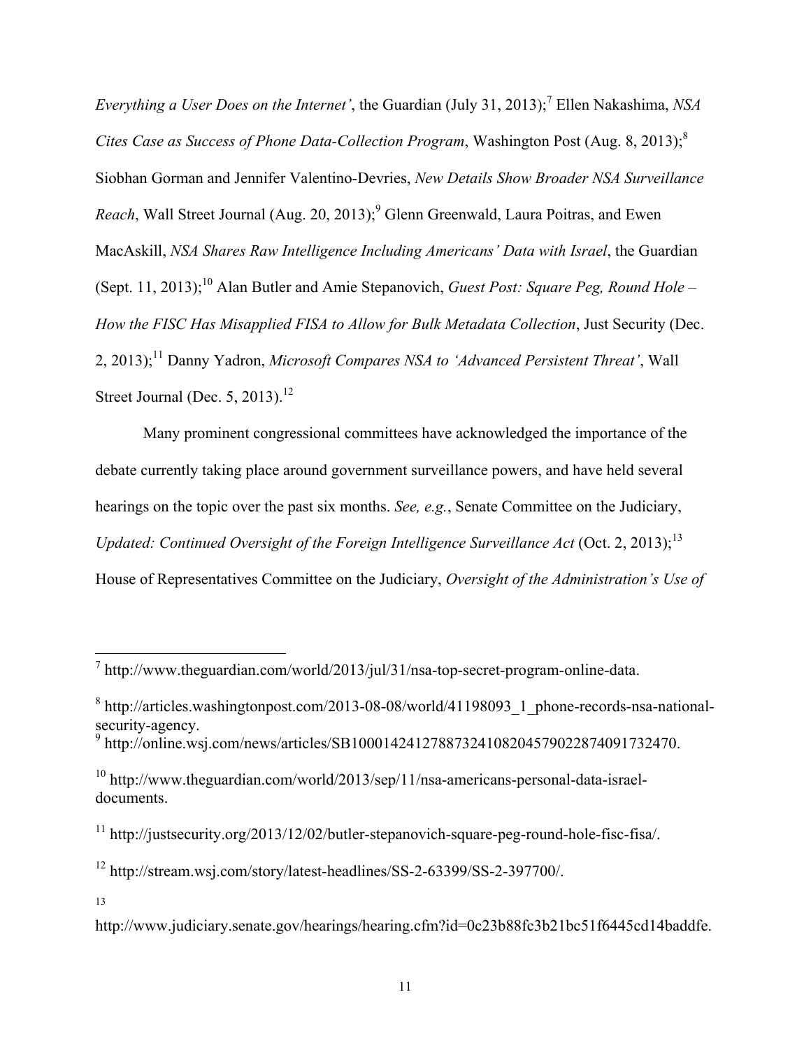*Everything a User Does on the Internet'*, the Guardian (July 31, 2013);[7] Ellen Nakashima, *NSA Cites Case as Success of Phone Data-Collection Program*, Washington Post (Aug. 8, 2013);[8] Siobhan Gorman and Jennifer Valentino-Devries, *New Details Show Broader NSA Surveillance Reach*, Wall Street Journal (Aug. 20, 2013);[9] Glenn Greenwald, Laura Poitras, and Ewen MacAskill, *NSA Shares Raw Intelligence Including Americans' Data with Israel*, the Guardian (Sept. 11, 2013);[10] Alan Butler and Amie Stepanovich, *Guest Post: Square Peg, Round Hole – How the FISC Has Misapplied FISA to Allow for Bulk Metadata Collection*, Just Security (Dec. 2, 2013);[11] Danny Yadron, *Microsoft Compares NSA to 'Advanced Persistent Threat'*, Wall Street Journal (Dec. 5, 2013).[12]

Many prominent congressional committees have acknowledged the importance of the debate currently taking place around government surveillance powers, and have held several hearings on the topic over the past six months. *See, e.g.*, Senate Committee on the Judiciary, *Updated: Continued Oversight of the Foreign Intelligence Surveillance Act* (Oct. 2, 2013);[13] House of Representatives Committee on the Judiciary, *Oversight of the Administration's Use of*

---

[7] http://www.theguardian.com/world/2013/jul/31/nsa-top-secret-program-online-data.

[8] http://articles.washingtonpost.com/2013-08-08/world/41198093_1_phone-records-nsa-national-security-agency.

[9] http://online.wsj.com/news/articles/SB10001424127887324108204579022874091732470.

[10] http://www.theguardian.com/world/2013/sep/11/nsa-americans-personal-data-israel-documents.

[11] http://justsecurity.org/2013/12/02/butler-stepanovich-square-peg-round-hole-fisc-fisa/.

[12] http://stream.wsj.com/story/latest-headlines/SS-2-63399/SS-2-397700/.

[13] http://www.judiciary.senate.gov/hearings/hearing.cfm?id=0c23b88fc3b21bc51f6445cd14baddfe.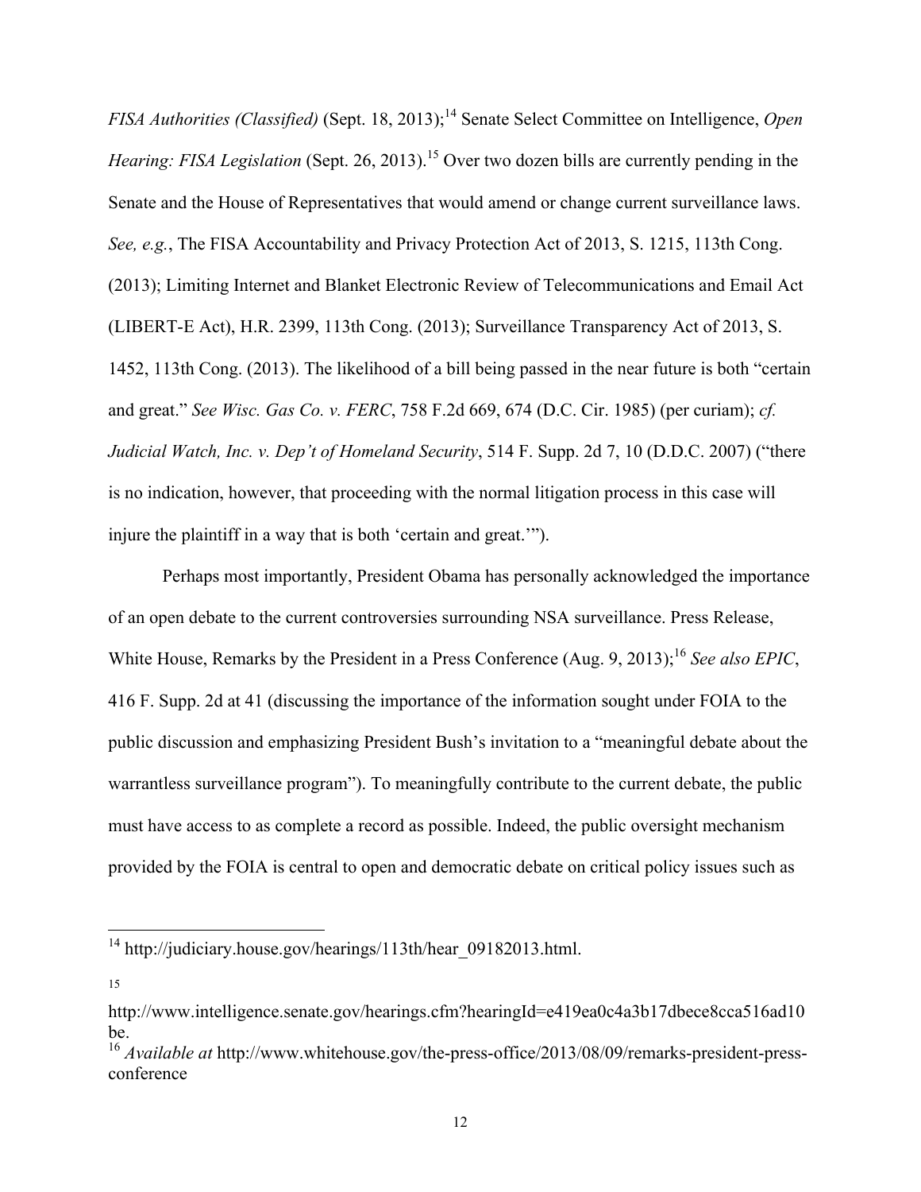*FISA Authorities (Classified)* (Sept. 18, 2013);[14] Senate Select Committee on Intelligence, *Open Hearing: FISA Legislation* (Sept. 26, 2013).[15] Over two dozen bills are currently pending in the Senate and the House of Representatives that would amend or change current surveillance laws. *See, e.g.*, The FISA Accountability and Privacy Protection Act of 2013, S. 1215, 113th Cong. (2013); Limiting Internet and Blanket Electronic Review of Telecommunications and Email Act (LIBERT-E Act), H.R. 2399, 113th Cong. (2013); Surveillance Transparency Act of 2013, S. 1452, 113th Cong. (2013). The likelihood of a bill being passed in the near future is both "certain and great." *See Wisc. Gas Co. v. FERC*, 758 F.2d 669, 674 (D.C. Cir. 1985) (per curiam); *cf. Judicial Watch, Inc. v. Dep't of Homeland Security*, 514 F. Supp. 2d 7, 10 (D.D.C. 2007) ("there is no indication, however, that proceeding with the normal litigation process in this case will injure the plaintiff in a way that is both 'certain and great.'").

Perhaps most importantly, President Obama has personally acknowledged the importance of an open debate to the current controversies surrounding NSA surveillance. Press Release, White House, Remarks by the President in a Press Conference (Aug. 9, 2013);[16] *See also EPIC*, 416 F. Supp. 2d at 41 (discussing the importance of the information sought under FOIA to the public discussion and emphasizing President Bush's invitation to a "meaningful debate about the warrantless surveillance program"). To meaningfully contribute to the current debate, the public must have access to as complete a record as possible. Indeed, the public oversight mechanism provided by the FOIA is central to open and democratic debate on critical policy issues such as

---

[14] http://judiciary.house.gov/hearings/113th/hear_09182013.html.

[15] http://www.intelligence.senate.gov/hearings.cfm?hearingId=e419ea0c4a3b17dbece8cca516ad10be.

[16] *Available at* http://www.whitehouse.gov/the-press-office/2013/08/09/remarks-president-press-conference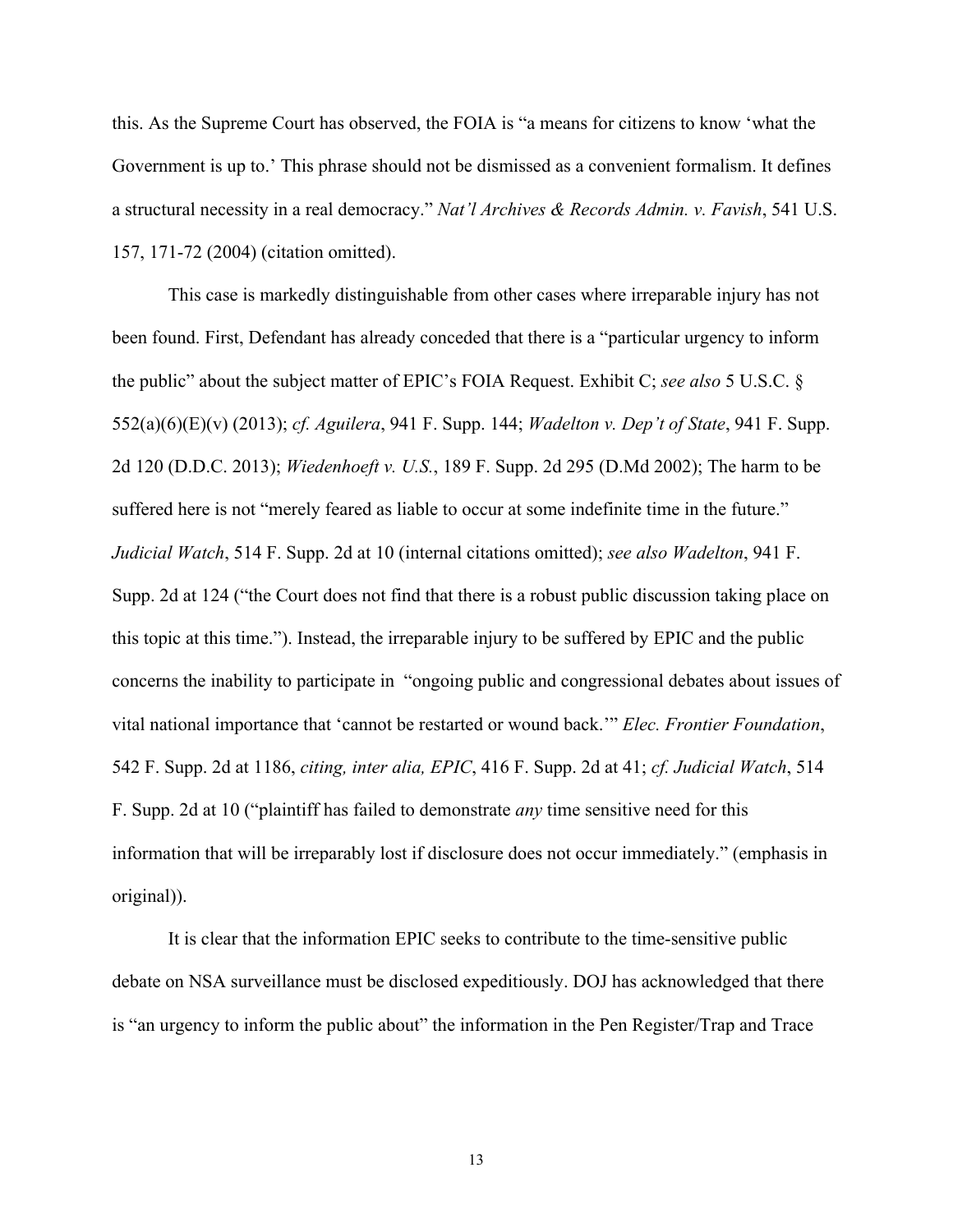this. As the Supreme Court has observed, the FOIA is "a means for citizens to know 'what the Government is up to.' This phrase should not be dismissed as a convenient formalism. It defines a structural necessity in a real democracy." *Nat'l Archives & Records Admin. v. Favish*, 541 U.S. 157, 171-72 (2004) (citation omitted).

This case is markedly distinguishable from other cases where irreparable injury has not been found. First, Defendant has already conceded that there is a "particular urgency to inform the public" about the subject matter of EPIC's FOIA Request. Exhibit C; *see also* 5 U.S.C. § 552(a)(6)(E)(v) (2013); *cf. Aguilera*, 941 F. Supp. 144; *Wadelton v. Dep't of State*, 941 F. Supp. 2d 120 (D.D.C. 2013); *Wiedenhoeft v. U.S.*, 189 F. Supp. 2d 295 (D.Md 2002); The harm to be suffered here is not "merely feared as liable to occur at some indefinite time in the future." *Judicial Watch*, 514 F. Supp. 2d at 10 (internal citations omitted); *see also Wadelton*, 941 F. Supp. 2d at 124 ("the Court does not find that there is a robust public discussion taking place on this topic at this time."). Instead, the irreparable injury to be suffered by EPIC and the public concerns the inability to participate in "ongoing public and congressional debates about issues of vital national importance that 'cannot be restarted or wound back.'" *Elec. Frontier Foundation*, 542 F. Supp. 2d at 1186, *citing, inter alia, EPIC*, 416 F. Supp. 2d at 41; *cf. Judicial Watch*, 514 F. Supp. 2d at 10 ("plaintiff has failed to demonstrate *any* time sensitive need for this information that will be irreparably lost if disclosure does not occur immediately." (emphasis in original)).

It is clear that the information EPIC seeks to contribute to the time-sensitive public debate on NSA surveillance must be disclosed expeditiously. DOJ has acknowledged that there is "an urgency to inform the public about" the information in the Pen Register/Trap and Trace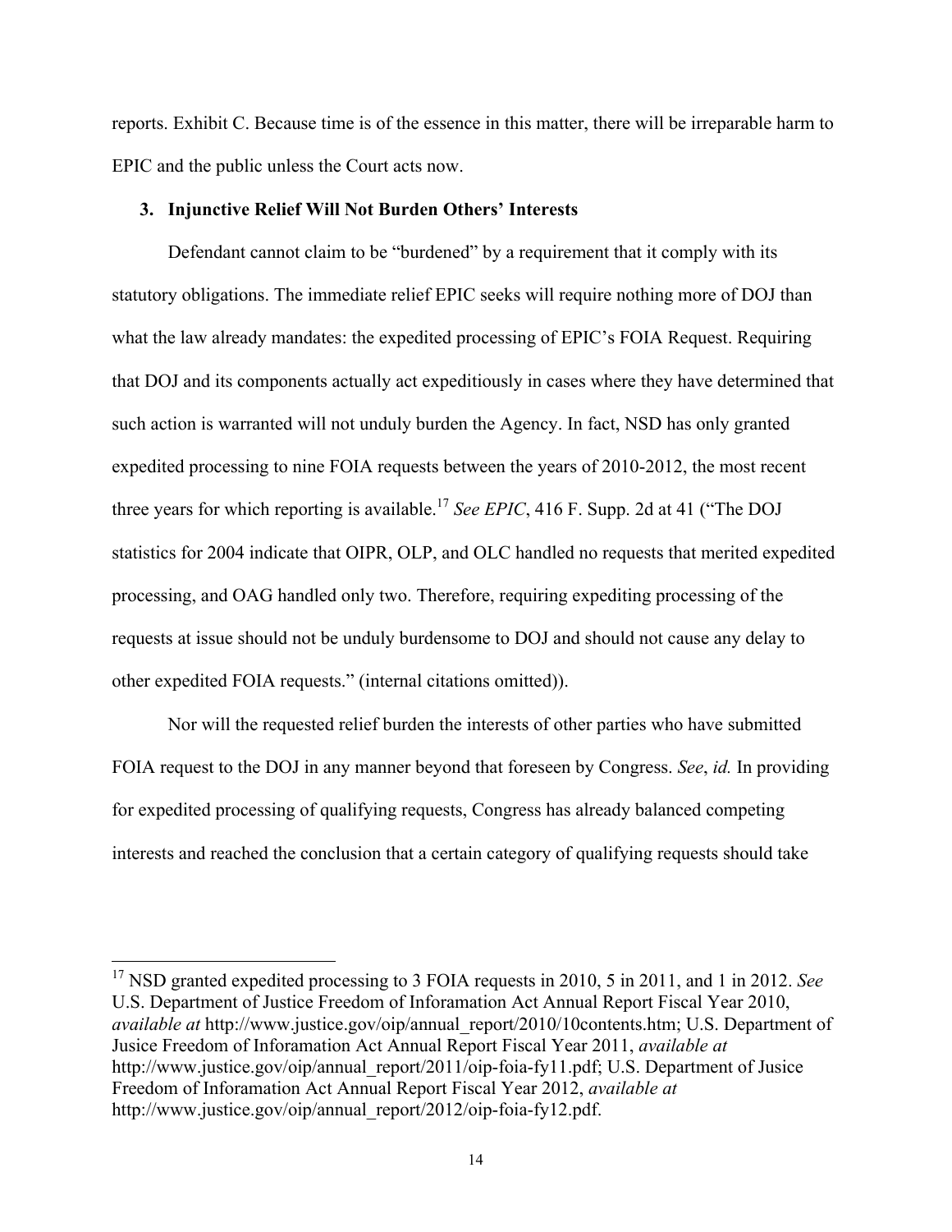reports. Exhibit C. Because time is of the essence in this matter, there will be irreparable harm to EPIC and the public unless the Court acts now.

### 3. Injunctive Relief Will Not Burden Others' Interests

Defendant cannot claim to be "burdened" by a requirement that it comply with its statutory obligations. The immediate relief EPIC seeks will require nothing more of DOJ than what the law already mandates: the expedited processing of EPIC's FOIA Request. Requiring that DOJ and its components actually act expeditiously in cases where they have determined that such action is warranted will not unduly burden the Agency. In fact, NSD has only granted expedited processing to nine FOIA requests between the years of 2010-2012, the most recent three years for which reporting is available.[17] *See EPIC*, 416 F. Supp. 2d at 41 ("The DOJ statistics for 2004 indicate that OIPR, OLP, and OLC handled no requests that merited expedited processing, and OAG handled only two. Therefore, requiring expediting processing of the requests at issue should not be unduly burdensome to DOJ and should not cause any delay to other expedited FOIA requests." (internal citations omitted)).

Nor will the requested relief burden the interests of other parties who have submitted FOIA request to the DOJ in any manner beyond that foreseen by Congress. *See*, *id.* In providing for expedited processing of qualifying requests, Congress has already balanced competing interests and reached the conclusion that a certain category of qualifying requests should take

---

[17] NSD granted expedited processing to 3 FOIA requests in 2010, 5 in 2011, and 1 in 2012. *See* U.S. Department of Justice Freedom of Inforamation Act Annual Report Fiscal Year 2010, *available at* http://www.justice.gov/oip/annual_report/2010/10contents.htm; U.S. Department of Jusice Freedom of Inforamation Act Annual Report Fiscal Year 2011, *available at* http://www.justice.gov/oip/annual_report/2011/oip-foia-fy11.pdf; U.S. Department of Jusice Freedom of Inforamation Act Annual Report Fiscal Year 2012, *available at* http://www.justice.gov/oip/annual_report/2012/oip-foia-fy12.pdf.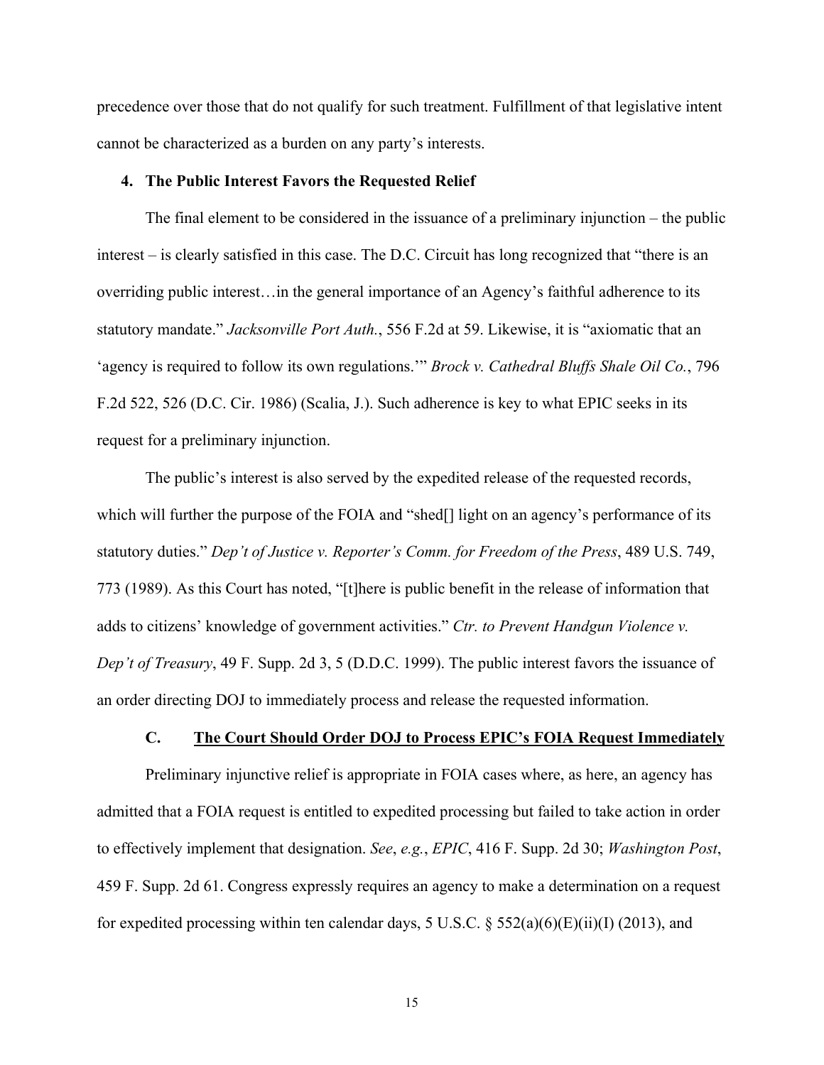precedence over those that do not qualify for such treatment. Fulfillment of that legislative intent cannot be characterized as a burden on any party's interests.

#### 4. The Public Interest Favors the Requested Relief

The final element to be considered in the issuance of a preliminary injunction – the public interest – is clearly satisfied in this case. The D.C. Circuit has long recognized that "there is an overriding public interest…in the general importance of an Agency's faithful adherence to its statutory mandate." *Jacksonville Port Auth.*, 556 F.2d at 59. Likewise, it is "axiomatic that an 'agency is required to follow its own regulations.'" *Brock v. Cathedral Bluffs Shale Oil Co.*, 796 F.2d 522, 526 (D.C. Cir. 1986) (Scalia, J.). Such adherence is key to what EPIC seeks in its request for a preliminary injunction.

The public's interest is also served by the expedited release of the requested records, which will further the purpose of the FOIA and "shed[] light on an agency's performance of its statutory duties." *Dep't of Justice v. Reporter's Comm. for Freedom of the Press*, 489 U.S. 749, 773 (1989). As this Court has noted, "[t]here is public benefit in the release of information that adds to citizens' knowledge of government activities." *Ctr. to Prevent Handgun Violence v. Dep't of Treasury*, 49 F. Supp. 2d 3, 5 (D.D.C. 1999). The public interest favors the issuance of an order directing DOJ to immediately process and release the requested information.

### C. <u>The Court Should Order DOJ to Process EPIC's FOIA Request Immediately</u>

Preliminary injunctive relief is appropriate in FOIA cases where, as here, an agency has admitted that a FOIA request is entitled to expedited processing but failed to take action in order to effectively implement that designation. *See*, *e.g.*, *EPIC*, 416 F. Supp. 2d 30; *Washington Post*, 459 F. Supp. 2d 61. Congress expressly requires an agency to make a determination on a request for expedited processing within ten calendar days, 5 U.S.C. § 552(a)(6)(E)(ii)(I) (2013), and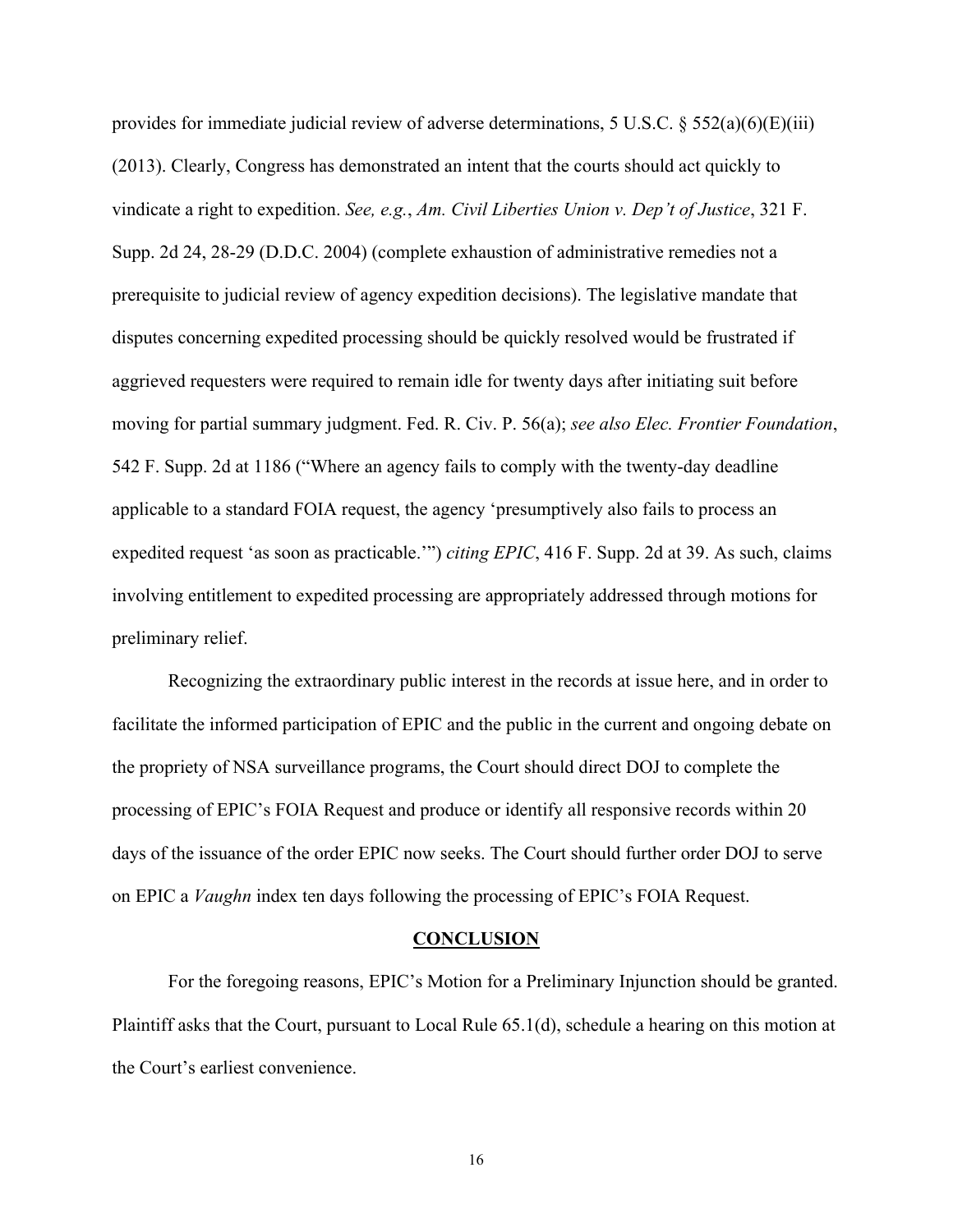provides for immediate judicial review of adverse determinations, 5 U.S.C. § 552(a)(6)(E)(iii) (2013). Clearly, Congress has demonstrated an intent that the courts should act quickly to vindicate a right to expedition. *See, e.g.*, *Am. Civil Liberties Union v. Dep't of Justice*, 321 F. Supp. 2d 24, 28-29 (D.D.C. 2004) (complete exhaustion of administrative remedies not a prerequisite to judicial review of agency expedition decisions). The legislative mandate that disputes concerning expedited processing should be quickly resolved would be frustrated if aggrieved requesters were required to remain idle for twenty days after initiating suit before moving for partial summary judgment. Fed. R. Civ. P. 56(a); *see also Elec. Frontier Foundation*, 542 F. Supp. 2d at 1186 ("Where an agency fails to comply with the twenty-day deadline applicable to a standard FOIA request, the agency 'presumptively also fails to process an expedited request 'as soon as practicable.'") *citing EPIC*, 416 F. Supp. 2d at 39. As such, claims involving entitlement to expedited processing are appropriately addressed through motions for preliminary relief.

Recognizing the extraordinary public interest in the records at issue here, and in order to facilitate the informed participation of EPIC and the public in the current and ongoing debate on the propriety of NSA surveillance programs, the Court should direct DOJ to complete the processing of EPIC's FOIA Request and produce or identify all responsive records within 20 days of the issuance of the order EPIC now seeks. The Court should further order DOJ to serve on EPIC a *Vaughn* index ten days following the processing of EPIC's FOIA Request.

## CONCLUSION

For the foregoing reasons, EPIC's Motion for a Preliminary Injunction should be granted. Plaintiff asks that the Court, pursuant to Local Rule 65.1(d), schedule a hearing on this motion at the Court's earliest convenience.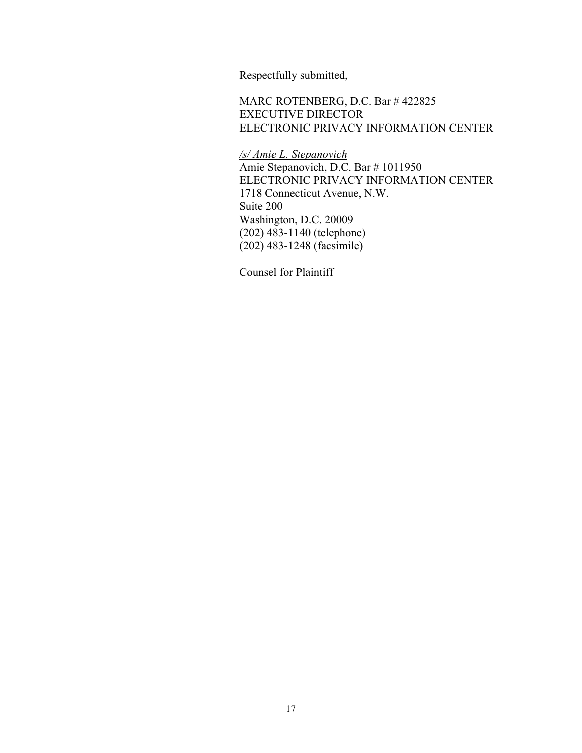Respectfully submitted,

MARC ROTENBERG, D.C. Bar # 422825
EXECUTIVE DIRECTOR
ELECTRONIC PRIVACY INFORMATION CENTER

*/s/ Amie L. Stepanovich*
Amie Stepanovich, D.C. Bar # 1011950
ELECTRONIC PRIVACY INFORMATION CENTER
1718 Connecticut Avenue, N.W.
Suite 200
Washington, D.C. 20009
(202) 483-1140 (telephone)
(202) 483-1248 (facsimile)

Counsel for Plaintiff